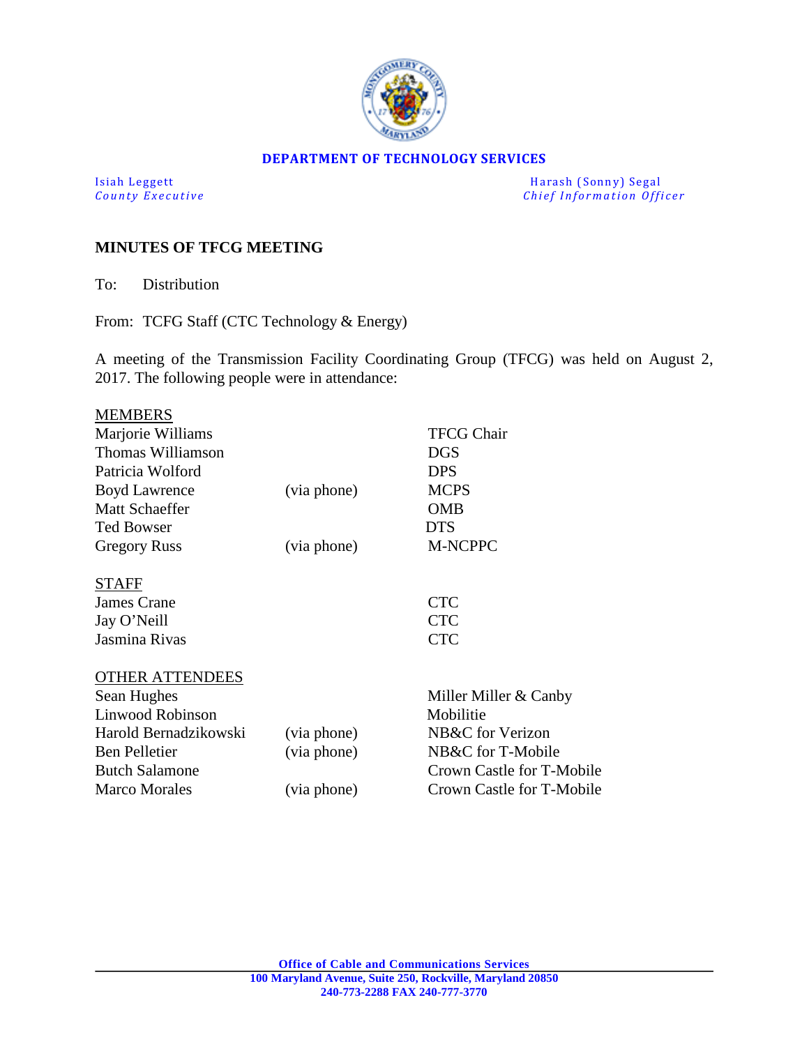**DEPARTMENT OF TECHNOLOGY SERVICES**

Isiah Leggett
*County Executive*

Harash (Sonny) Segal
*Chief Information Officer*

## MINUTES OF TFCG MEETING

To: Distribution

From: TCFG Staff (CTC Technology & Energy)

A meeting of the Transmission Facility Coordinating Group (TFCG) was held on August 2, 2017. The following people were in attendance:

<u>MEMBERS</u>

| | | |
|---|---|---|
| Marjorie Williams | | TFCG Chair |
| Thomas Williamson | | DGS |
| Patricia Wolford | | DPS |
| Boyd Lawrence | (via phone) | MCPS |
| Matt Schaeffer | | OMB |
| Ted Bowser | | DTS |
| Gregory Russ | (via phone) | M-NCPPC |

<u>STAFF</u>

| | | |
|---|---|---|
| James Crane | | CTC |
| Jay O'Neill | | CTC |
| Jasmina Rivas | | CTC |

<u>OTHER ATTENDEES</u>

| | | |
|---|---|---|
| Sean Hughes | | Miller Miller & Canby |
| Linwood Robinson | | Mobilitie |
| Harold Bernadzikowski | (via phone) | NB&C for Verizon |
| Ben Pelletier | (via phone) | NB&C for T-Mobile |
| Butch Salamone | | Crown Castle for T-Mobile |
| Marco Morales | (via phone) | Crown Castle for T-Mobile |

**Office of Cable and Communications Services**
**100 Maryland Avenue, Suite 250, Rockville, Maryland 20850**
**240-773-2288 FAX 240-777-3770**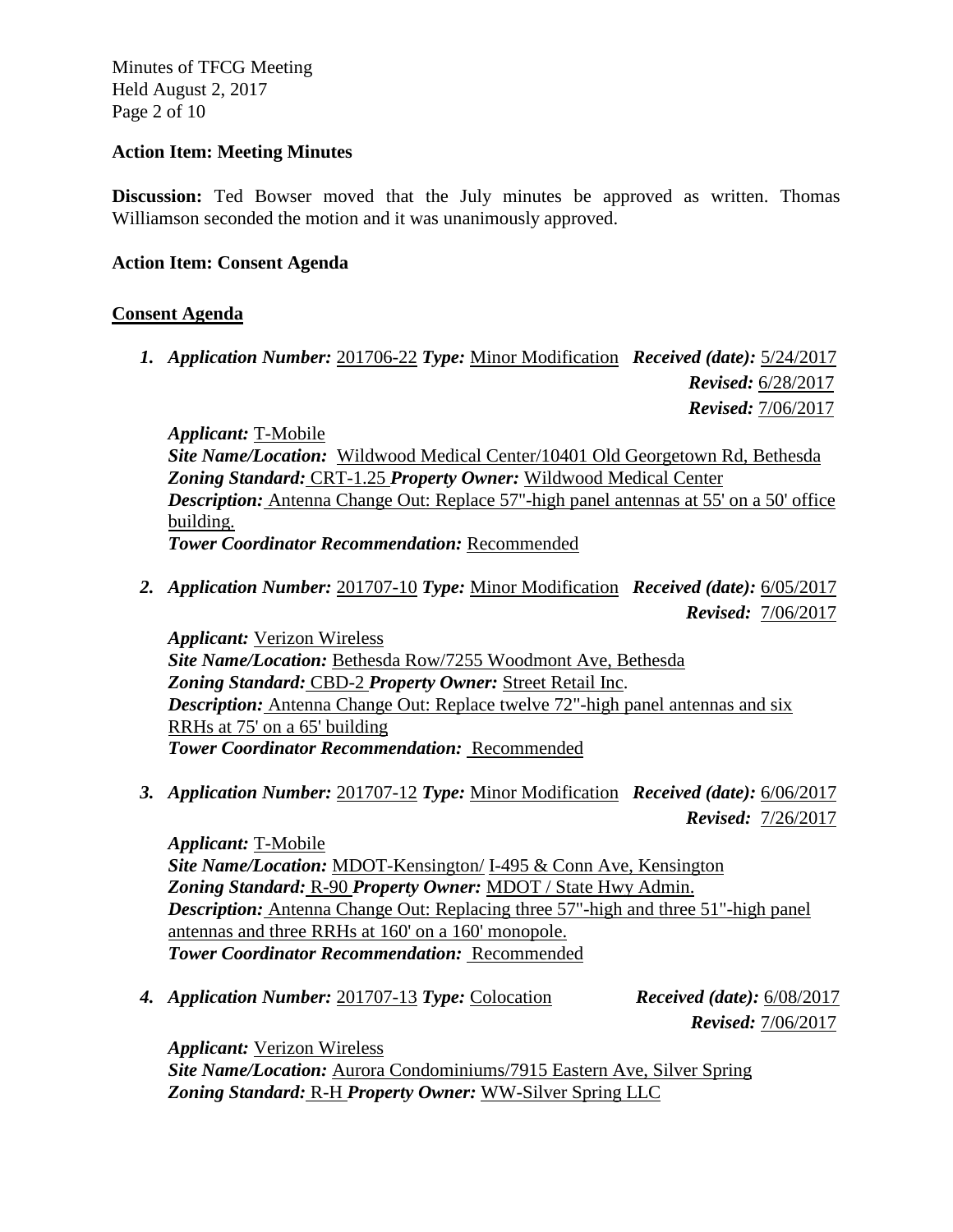**Action Item: Meeting Minutes**

**Discussion:** Ted Bowser moved that the July minutes be approved as written. Thomas Williamson seconded the motion and it was unanimously approved.

**Action Item: Consent Agenda**

**Consent Agenda**

1. ***Application Number:*** 201706-22 ***Type:*** Minor Modification ***Received (date):*** 5/24/2017
   ***Revised:*** 6/28/2017
   ***Revised:*** 7/06/2017

   ***Applicant:*** T-Mobile
   ***Site Name/Location:*** Wildwood Medical Center/10401 Old Georgetown Rd, Bethesda
   ***Zoning Standard:*** CRT-1.25 ***Property Owner:*** Wildwood Medical Center
   ***Description:*** Antenna Change Out: Replace 57"-high panel antennas at 55' on a 50' office building.
   ***Tower Coordinator Recommendation:*** Recommended

2. ***Application Number:*** 201707-10 ***Type:*** Minor Modification ***Received (date):*** 6/05/2017
   ***Revised:*** 7/06/2017

   ***Applicant:*** Verizon Wireless
   ***Site Name/Location:*** Bethesda Row/7255 Woodmont Ave, Bethesda
   ***Zoning Standard:*** CBD-2 ***Property Owner:*** Street Retail Inc.
   ***Description:*** Antenna Change Out: Replace twelve 72"-high panel antennas and six RRHs at 75' on a 65' building
   ***Tower Coordinator Recommendation:*** Recommended

3. ***Application Number:*** 201707-12 ***Type:*** Minor Modification ***Received (date):*** 6/06/2017
   ***Revised:*** 7/26/2017

   ***Applicant:*** T-Mobile
   ***Site Name/Location:*** MDOT-Kensington/ I-495 & Conn Ave, Kensington
   ***Zoning Standard:*** R-90 ***Property Owner:*** MDOT / State Hwy Admin.
   ***Description:*** Antenna Change Out: Replacing three 57"-high and three 51"-high panel antennas and three RRHs at 160' on a 160' monopole.
   ***Tower Coordinator Recommendation:*** Recommended

4. ***Application Number:*** 201707-13 ***Type:*** Colocation ***Received (date):*** 6/08/2017
   ***Revised:*** 7/06/2017

   ***Applicant:*** Verizon Wireless
   ***Site Name/Location:*** Aurora Condominiums/7915 Eastern Ave, Silver Spring
   ***Zoning Standard:*** R-H ***Property Owner:*** WW-Silver Spring LLC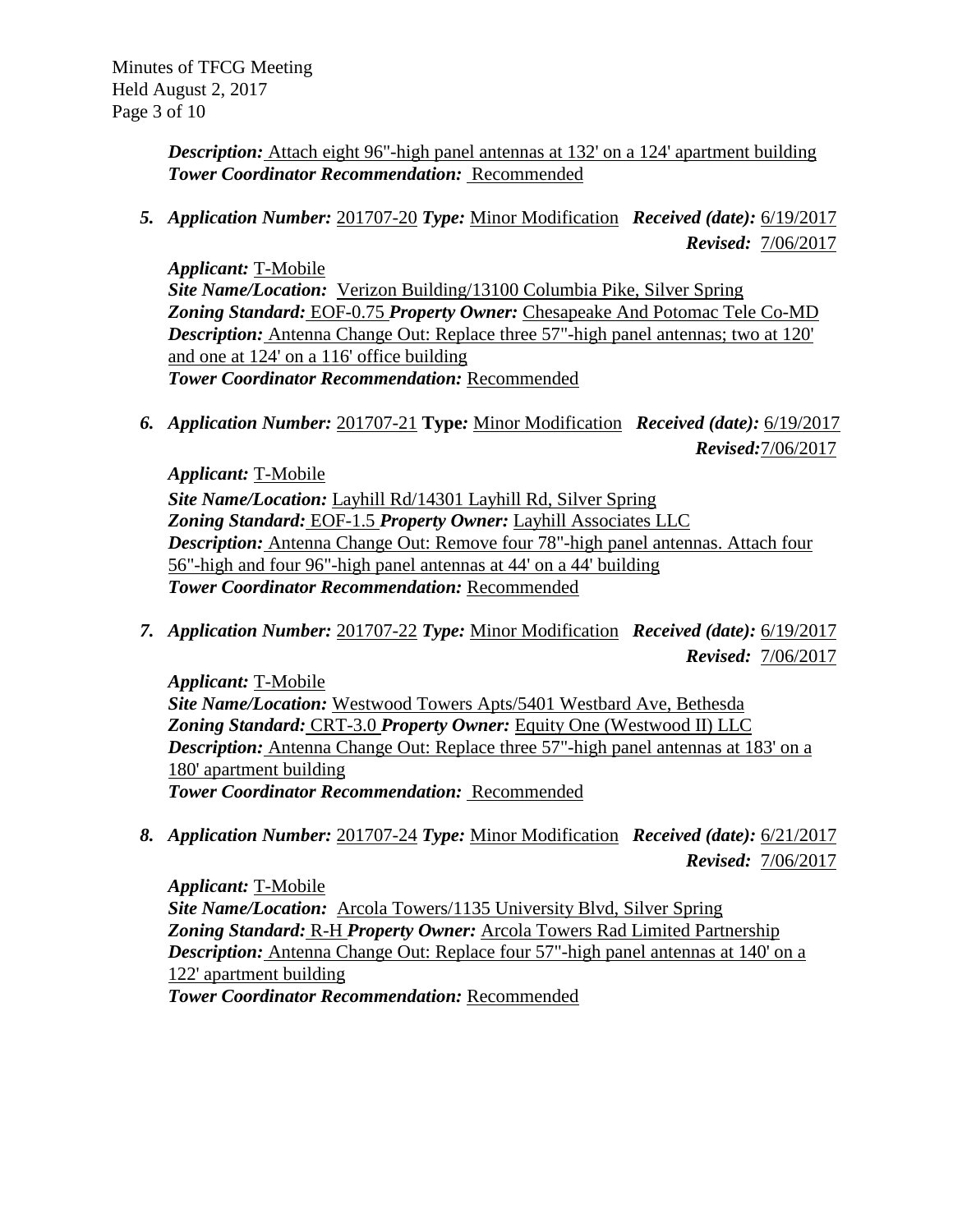***Description:*** Attach eight 96"-high panel antennas at 132' on a 124' apartment building
***Tower Coordinator Recommendation:*** Recommended

5. ***Application Number:*** 201707-20 ***Type:*** Minor Modification ***Received (date):*** 6/19/2017
***Revised:*** 7/06/2017

   ***Applicant:*** T-Mobile
   ***Site Name/Location:*** Verizon Building/13100 Columbia Pike, Silver Spring
   ***Zoning Standard:*** EOF-0.75 ***Property Owner:*** Chesapeake And Potomac Tele Co-MD
   ***Description:*** Antenna Change Out: Replace three 57"-high panel antennas; two at 120' and one at 124' on a 116' office building
   ***Tower Coordinator Recommendation:*** Recommended

6. ***Application Number:*** 201707-21 **Type:** Minor Modification ***Received (date):*** 6/19/2017
***Revised:***7/06/2017

   ***Applicant:*** T-Mobile
   ***Site Name/Location:*** Layhill Rd/14301 Layhill Rd, Silver Spring
   ***Zoning Standard:*** EOF-1.5 ***Property Owner:*** Layhill Associates LLC
   ***Description:*** Antenna Change Out: Remove four 78"-high panel antennas. Attach four 56"-high and four 96"-high panel antennas at 44' on a 44' building
   ***Tower Coordinator Recommendation:*** Recommended

7. ***Application Number:*** 201707-22 ***Type:*** Minor Modification ***Received (date):*** 6/19/2017
***Revised:*** 7/06/2017

   ***Applicant:*** T-Mobile
   ***Site Name/Location:*** Westwood Towers Apts/5401 Westbard Ave, Bethesda
   ***Zoning Standard:*** CRT-3.0 ***Property Owner:*** Equity One (Westwood II) LLC
   ***Description:*** Antenna Change Out: Replace three 57"-high panel antennas at 183' on a 180' apartment building
   ***Tower Coordinator Recommendation:*** Recommended

8. ***Application Number:*** 201707-24 ***Type:*** Minor Modification ***Received (date):*** 6/21/2017
***Revised:*** 7/06/2017

   ***Applicant:*** T-Mobile
   ***Site Name/Location:*** Arcola Towers/1135 University Blvd, Silver Spring
   ***Zoning Standard:*** R-H ***Property Owner:*** Arcola Towers Rad Limited Partnership
   ***Description:*** Antenna Change Out: Replace four 57"-high panel antennas at 140' on a 122' apartment building
   ***Tower Coordinator Recommendation:*** Recommended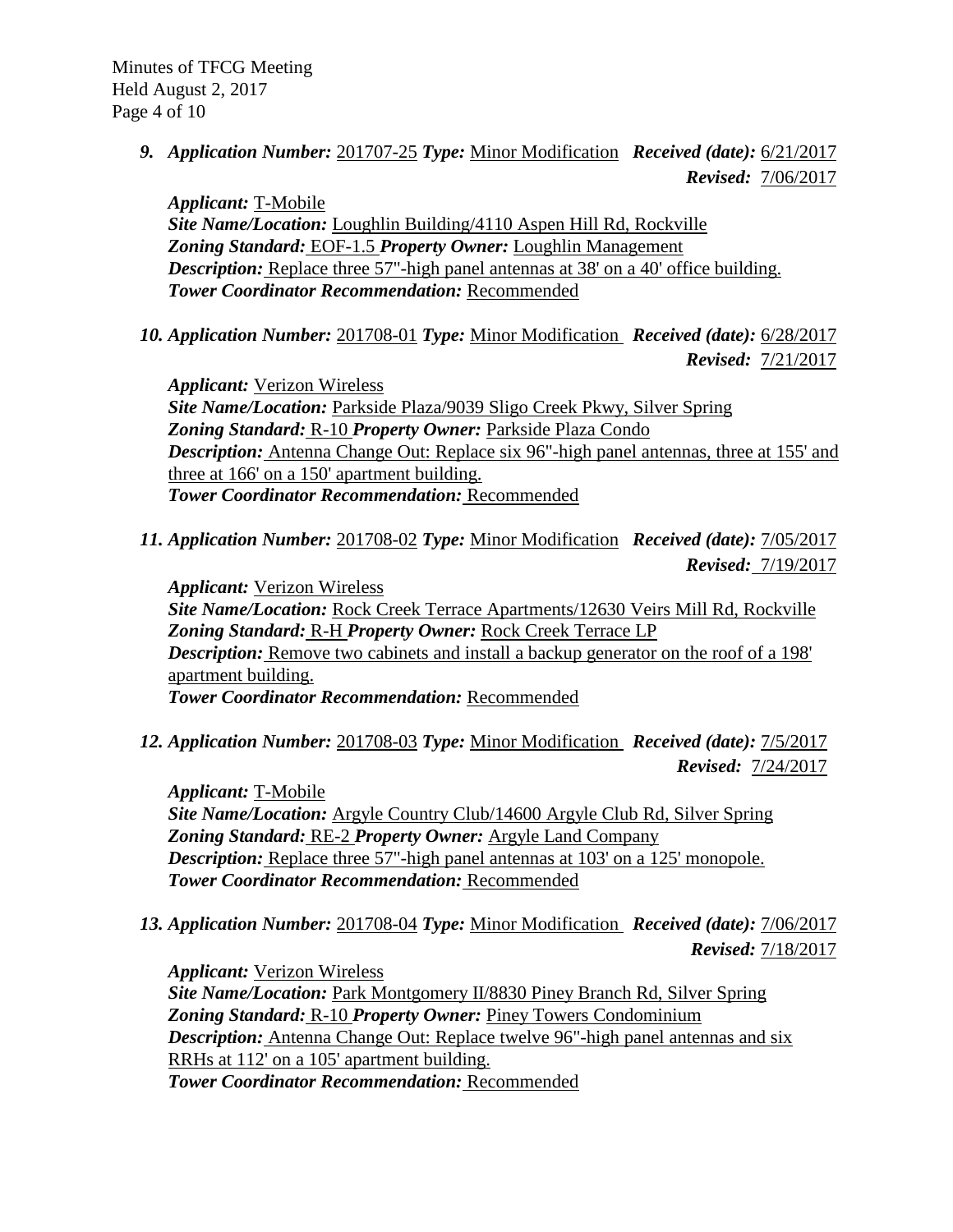9. ***Application Number:*** 201707-25 ***Type:*** Minor Modification ***Received (date):*** 6/21/2017 ***Revised:*** 7/06/2017

   ***Applicant:*** T-Mobile
   ***Site Name/Location:*** Loughlin Building/4110 Aspen Hill Rd, Rockville
   ***Zoning Standard:*** EOF-1.5 ***Property Owner:*** Loughlin Management
   ***Description:*** Replace three 57"-high panel antennas at 38' on a 40' office building.
   ***Tower Coordinator Recommendation:*** Recommended

10. ***Application Number:*** 201708-01 ***Type:*** Minor Modification ***Received (date):*** 6/28/2017 ***Revised:*** 7/21/2017

    ***Applicant:*** Verizon Wireless
    ***Site Name/Location:*** Parkside Plaza/9039 Sligo Creek Pkwy, Silver Spring
    ***Zoning Standard:*** R-10 ***Property Owner:*** Parkside Plaza Condo
    ***Description:*** Antenna Change Out: Replace six 96"-high panel antennas, three at 155' and three at 166' on a 150' apartment building.
    ***Tower Coordinator Recommendation:*** Recommended

11. ***Application Number:*** 201708-02 ***Type:*** Minor Modification ***Received (date):*** 7/05/2017 ***Revised:*** 7/19/2017

    ***Applicant:*** Verizon Wireless
    ***Site Name/Location:*** Rock Creek Terrace Apartments/12630 Veirs Mill Rd, Rockville
    ***Zoning Standard:*** R-H ***Property Owner:*** Rock Creek Terrace LP
    ***Description:*** Remove two cabinets and install a backup generator on the roof of a 198' apartment building.
    ***Tower Coordinator Recommendation:*** Recommended

12. ***Application Number:*** 201708-03 ***Type:*** Minor Modification ***Received (date):*** 7/5/2017 ***Revised:*** 7/24/2017

    ***Applicant:*** T-Mobile
    ***Site Name/Location:*** Argyle Country Club/14600 Argyle Club Rd, Silver Spring
    ***Zoning Standard:*** RE-2 ***Property Owner:*** Argyle Land Company
    ***Description:*** Replace three 57"-high panel antennas at 103' on a 125' monopole.
    ***Tower Coordinator Recommendation:*** Recommended

13. ***Application Number:*** 201708-04 ***Type:*** Minor Modification ***Received (date):*** 7/06/2017 ***Revised:*** 7/18/2017

    ***Applicant:*** Verizon Wireless
    ***Site Name/Location:*** Park Montgomery II/8830 Piney Branch Rd, Silver Spring
    ***Zoning Standard:*** R-10 ***Property Owner:*** Piney Towers Condominium
    ***Description:*** Antenna Change Out: Replace twelve 96"-high panel antennas and six RRHs at 112' on a 105' apartment building.
    ***Tower Coordinator Recommendation:*** Recommended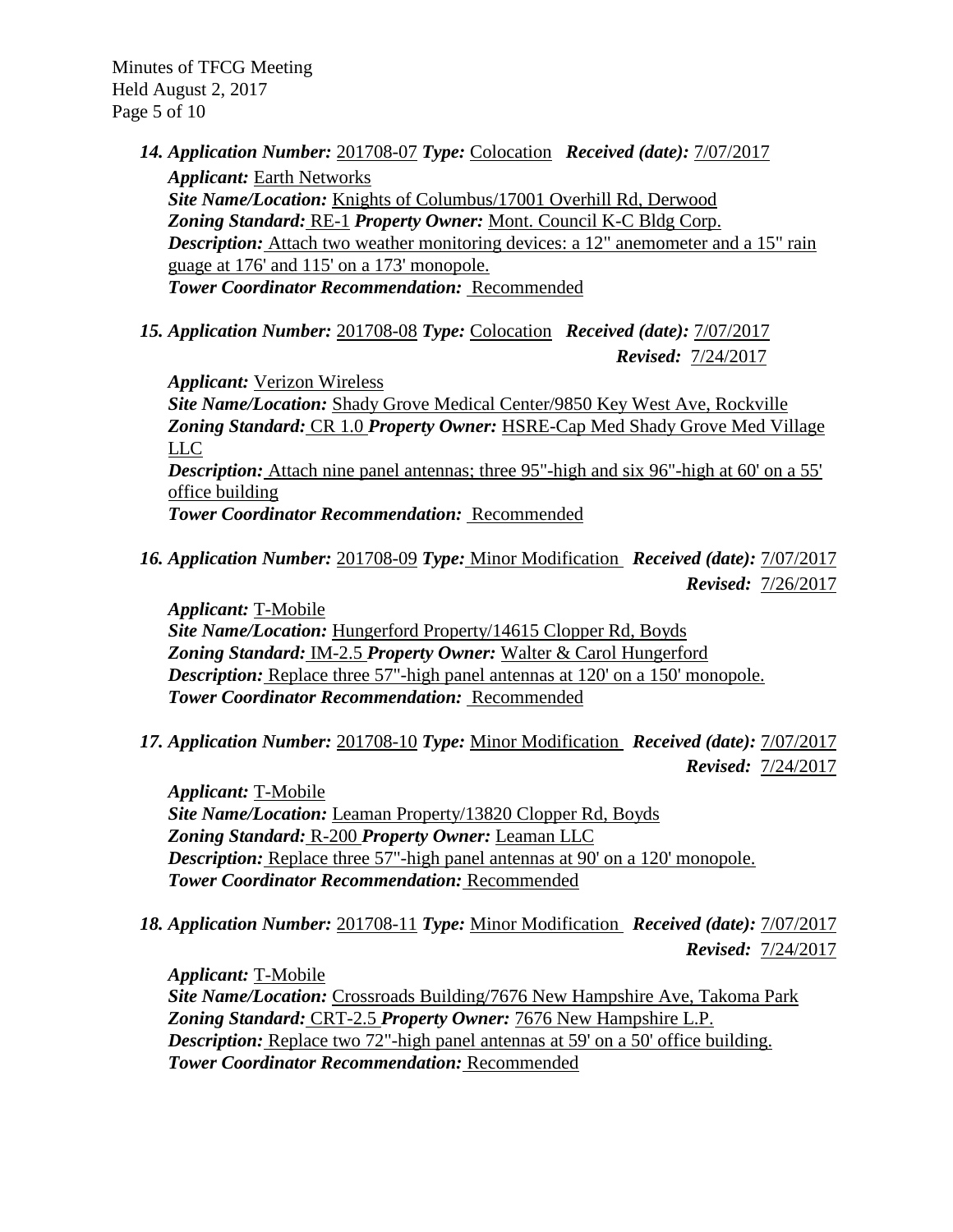14. ***Application Number:*** 201708-07 ***Type:*** Colocation ***Received (date):*** 7/07/2017
***Applicant:*** Earth Networks
***Site Name/Location:*** Knights of Columbus/17001 Overhill Rd, Derwood
***Zoning Standard:*** RE-1 ***Property Owner:*** Mont. Council K-C Bldg Corp.
***Description:*** Attach two weather monitoring devices: a 12" anemometer and a 15" rain guage at 176' and 115' on a 173' monopole.
***Tower Coordinator Recommendation:*** Recommended

15. ***Application Number:*** 201708-08 ***Type:*** Colocation ***Received (date):*** 7/07/2017
***Revised:*** 7/24/2017
***Applicant:*** Verizon Wireless
***Site Name/Location:*** Shady Grove Medical Center/9850 Key West Ave, Rockville
***Zoning Standard:*** CR 1.0 ***Property Owner:*** HSRE-Cap Med Shady Grove Med Village LLC
***Description:*** Attach nine panel antennas; three 95"-high and six 96"-high at 60' on a 55' office building
***Tower Coordinator Recommendation:*** Recommended

16. ***Application Number:*** 201708-09 ***Type:*** Minor Modification ***Received (date):*** 7/07/2017
***Revised:*** 7/26/2017
***Applicant:*** T-Mobile
***Site Name/Location:*** Hungerford Property/14615 Clopper Rd, Boyds
***Zoning Standard:*** IM-2.5 ***Property Owner:*** Walter & Carol Hungerford
***Description:*** Replace three 57"-high panel antennas at 120' on a 150' monopole.
***Tower Coordinator Recommendation:*** Recommended

17. ***Application Number:*** 201708-10 ***Type:*** Minor Modification ***Received (date):*** 7/07/2017
***Revised:*** 7/24/2017
***Applicant:*** T-Mobile
***Site Name/Location:*** Leaman Property/13820 Clopper Rd, Boyds
***Zoning Standard:*** R-200 ***Property Owner:*** Leaman LLC
***Description:*** Replace three 57"-high panel antennas at 90' on a 120' monopole.
***Tower Coordinator Recommendation:*** Recommended

18. ***Application Number:*** 201708-11 ***Type:*** Minor Modification ***Received (date):*** 7/07/2017
***Revised:*** 7/24/2017
***Applicant:*** T-Mobile
***Site Name/Location:*** Crossroads Building/7676 New Hampshire Ave, Takoma Park
***Zoning Standard:*** CRT-2.5 ***Property Owner:*** 7676 New Hampshire L.P.
***Description:*** Replace two 72"-high panel antennas at 59' on a 50' office building.
***Tower Coordinator Recommendation:*** Recommended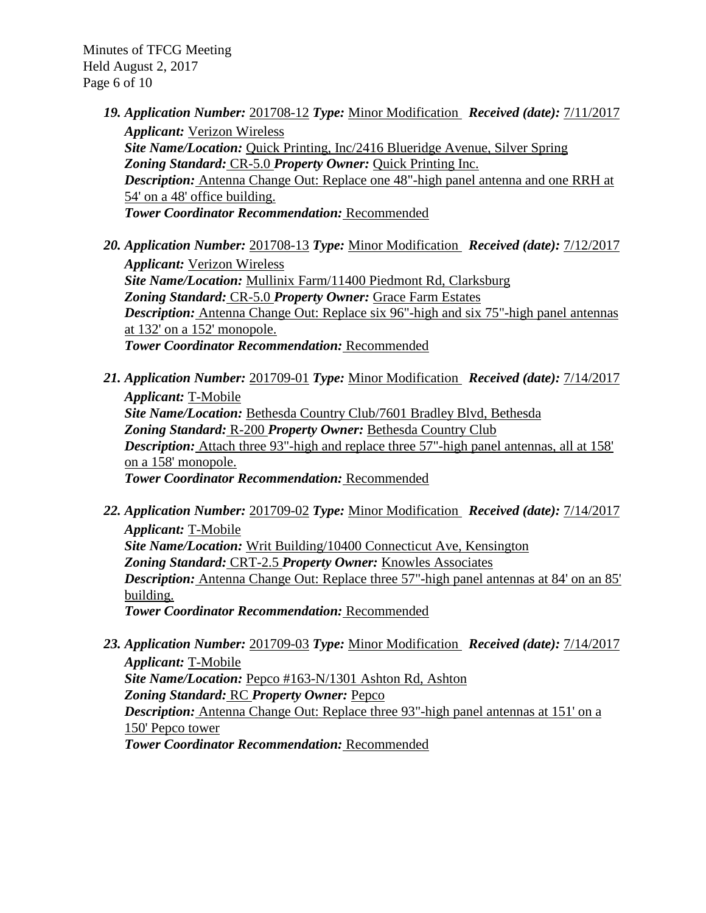19. ***Application Number:*** 201708-12 ***Type:*** Minor Modification ***Received (date):*** 7/11/2017
***Applicant:*** Verizon Wireless
***Site Name/Location:*** Quick Printing, Inc/2416 Blueridge Avenue, Silver Spring
***Zoning Standard:*** CR-5.0 ***Property Owner:*** Quick Printing Inc.
***Description:*** Antenna Change Out: Replace one 48"-high panel antenna and one RRH at 54' on a 48' office building.
***Tower Coordinator Recommendation:*** Recommended

20. ***Application Number:*** 201708-13 ***Type:*** Minor Modification ***Received (date):*** 7/12/2017
***Applicant:*** Verizon Wireless
***Site Name/Location:*** Mullinix Farm/11400 Piedmont Rd, Clarksburg
***Zoning Standard:*** CR-5.0 ***Property Owner:*** Grace Farm Estates
***Description:*** Antenna Change Out: Replace six 96"-high and six 75"-high panel antennas at 132' on a 152' monopole.
***Tower Coordinator Recommendation:*** Recommended

21. ***Application Number:*** 201709-01 ***Type:*** Minor Modification ***Received (date):*** 7/14/2017
***Applicant:*** T-Mobile
***Site Name/Location:*** Bethesda Country Club/7601 Bradley Blvd, Bethesda
***Zoning Standard:*** R-200 ***Property Owner:*** Bethesda Country Club
***Description:*** Attach three 93"-high and replace three 57"-high panel antennas, all at 158' on a 158' monopole.
***Tower Coordinator Recommendation:*** Recommended

22. ***Application Number:*** 201709-02 ***Type:*** Minor Modification ***Received (date):*** 7/14/2017
***Applicant:*** T-Mobile
***Site Name/Location:*** Writ Building/10400 Connecticut Ave, Kensington
***Zoning Standard:*** CRT-2.5 ***Property Owner:*** Knowles Associates
***Description:*** Antenna Change Out: Replace three 57"-high panel antennas at 84' on an 85' building.
***Tower Coordinator Recommendation:*** Recommended

23. ***Application Number:*** 201709-03 ***Type:*** Minor Modification ***Received (date):*** 7/14/2017
***Applicant:*** T-Mobile
***Site Name/Location:*** Pepco #163-N/1301 Ashton Rd, Ashton
***Zoning Standard:*** RC ***Property Owner:*** Pepco
***Description:*** Antenna Change Out: Replace three 93"-high panel antennas at 151' on a 150' Pepco tower
***Tower Coordinator Recommendation:*** Recommended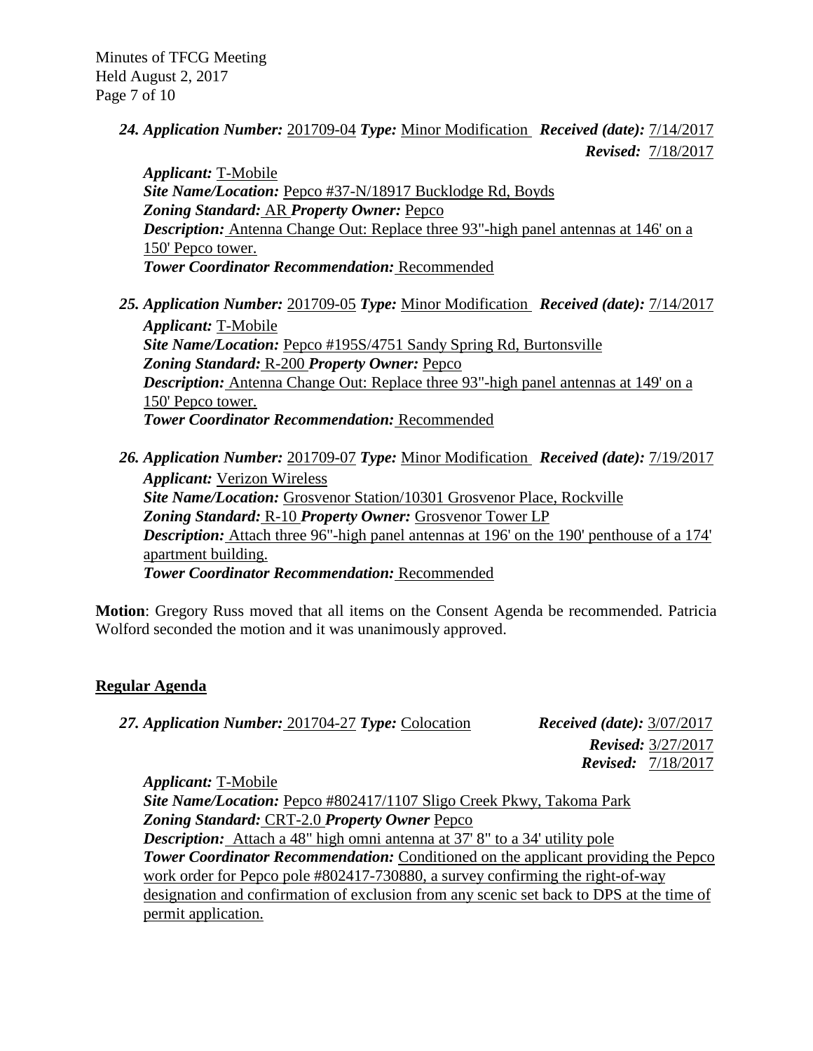***24. Application Number:*** 201709-04 ***Type:*** Minor Modification ***Received (date):*** 7/14/2017
***Revised:*** 7/18/2017

***Applicant:*** T-Mobile
***Site Name/Location:*** Pepco #37-N/18917 Bucklodge Rd, Boyds
***Zoning Standard:*** AR ***Property Owner:*** Pepco
***Description:*** Antenna Change Out: Replace three 93"-high panel antennas at 146' on a 150' Pepco tower.
***Tower Coordinator Recommendation:*** Recommended

***25. Application Number:*** 201709-05 ***Type:*** Minor Modification ***Received (date):*** 7/14/2017

***Applicant:*** T-Mobile
***Site Name/Location:*** Pepco #195S/4751 Sandy Spring Rd, Burtonsville
***Zoning Standard:*** R-200 ***Property Owner:*** Pepco
***Description:*** Antenna Change Out: Replace three 93"-high panel antennas at 149' on a 150' Pepco tower.
***Tower Coordinator Recommendation:*** Recommended

***26. Application Number:*** 201709-07 ***Type:*** Minor Modification ***Received (date):*** 7/19/2017

***Applicant:*** Verizon Wireless
***Site Name/Location:*** Grosvenor Station/10301 Grosvenor Place, Rockville
***Zoning Standard:*** R-10 ***Property Owner:*** Grosvenor Tower LP
***Description:*** Attach three 96"-high panel antennas at 196' on the 190' penthouse of a 174' apartment building.
***Tower Coordinator Recommendation:*** Recommended

**Motion**: Gregory Russ moved that all items on the Consent Agenda be recommended. Patricia Wolford seconded the motion and it was unanimously approved.

## Regular Agenda

***27. Application Number:*** 201704-27 ***Type:*** Colocation ***Received (date):*** 3/07/2017
***Revised:*** 3/27/2017
***Revised:*** 7/18/2017

***Applicant:*** T-Mobile
***Site Name/Location:*** Pepco #802417/1107 Sligo Creek Pkwy, Takoma Park
***Zoning Standard:*** CRT-2.0 ***Property Owner*** Pepco
***Description:*** Attach a 48" high omni antenna at 37' 8" to a 34' utility pole
***Tower Coordinator Recommendation:*** Conditioned on the applicant providing the Pepco work order for Pepco pole #802417-730880, a survey confirming the right-of-way designation and confirmation of exclusion from any scenic set back to DPS at the time of permit application.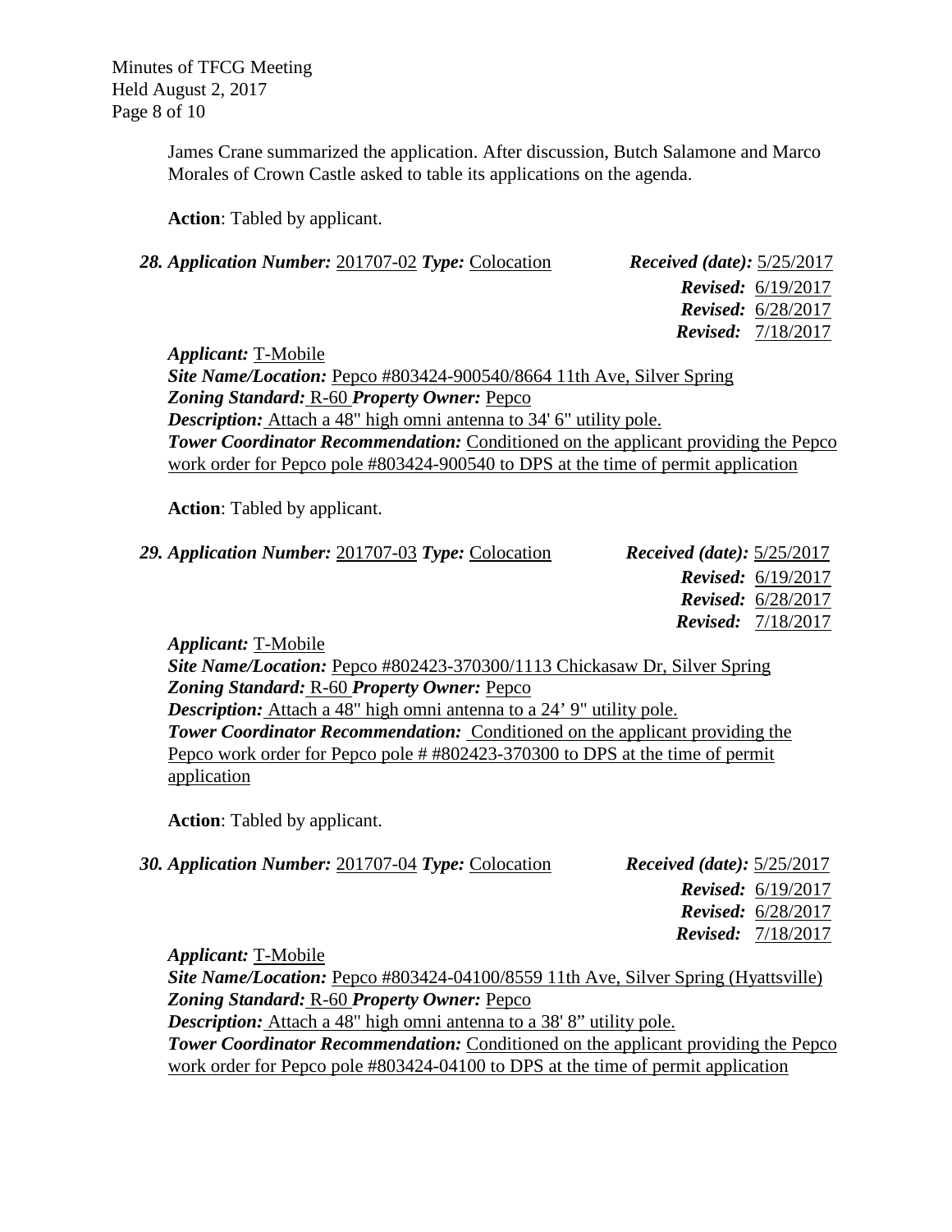James Crane summarized the application. After discussion, Butch Salamone and Marco Morales of Crown Castle asked to table its applications on the agenda.

**Action**: Tabled by applicant.

***28. Application Number:*** 201707-02 ***Type:*** Colocation ***Received (date):*** 5/25/2017
***Revised:*** 6/19/2017
***Revised:*** 6/28/2017
***Revised:*** 7/18/2017

***Applicant:*** T-Mobile
***Site Name/Location:*** Pepco #803424-900540/8664 11th Ave, Silver Spring
***Zoning Standard:*** R-60 ***Property Owner:*** Pepco
***Description:*** Attach a 48" high omni antenna to 34' 6" utility pole.
***Tower Coordinator Recommendation:*** Conditioned on the applicant providing the Pepco work order for Pepco pole #803424-900540 to DPS at the time of permit application

**Action**: Tabled by applicant.

***29. Application Number:*** 201707-03 ***Type:*** Colocation ***Received (date):*** 5/25/2017
***Revised:*** 6/19/2017
***Revised:*** 6/28/2017
***Revised:*** 7/18/2017

***Applicant:*** T-Mobile
***Site Name/Location:*** Pepco #802423-370300/1113 Chickasaw Dr, Silver Spring
***Zoning Standard:*** R-60 ***Property Owner:*** Pepco
***Description:*** Attach a 48" high omni antenna to a 24' 9" utility pole.
***Tower Coordinator Recommendation:*** Conditioned on the applicant providing the Pepco work order for Pepco pole # #802423-370300 to DPS at the time of permit application

**Action**: Tabled by applicant.

***30. Application Number:*** 201707-04 ***Type:*** Colocation ***Received (date):*** 5/25/2017
***Revised:*** 6/19/2017
***Revised:*** 6/28/2017
***Revised:*** 7/18/2017

***Applicant:*** T-Mobile
***Site Name/Location:*** Pepco #803424-04100/8559 11th Ave, Silver Spring (Hyattsville)
***Zoning Standard:*** R-60 ***Property Owner:*** Pepco
***Description:*** Attach a 48" high omni antenna to a 38' 8" utility pole.
***Tower Coordinator Recommendation:*** Conditioned on the applicant providing the Pepco work order for Pepco pole #803424-04100 to DPS at the time of permit application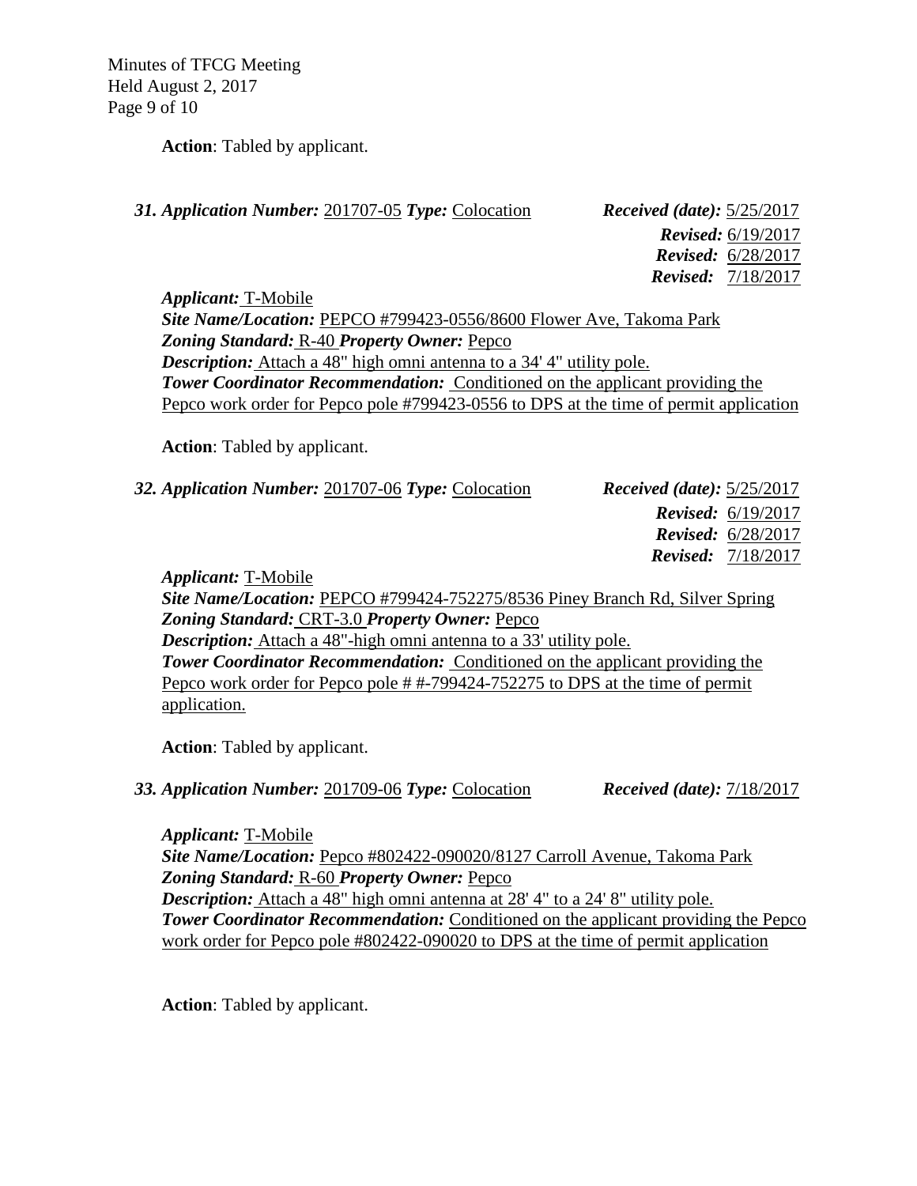**Action**: Tabled by applicant.

***31. Application Number:*** 201707-05 ***Type:*** Colocation ***Received (date):*** 5/25/2017
***Revised:*** 6/19/2017
***Revised:*** 6/28/2017
***Revised:*** 7/18/2017

***Applicant:*** T-Mobile
***Site Name/Location:*** PEPCO #799423-0556/8600 Flower Ave, Takoma Park
***Zoning Standard:*** R-40 ***Property Owner:*** Pepco
***Description:*** Attach a 48" high omni antenna to a 34' 4" utility pole.
***Tower Coordinator Recommendation:*** Conditioned on the applicant providing the Pepco work order for Pepco pole #799423-0556 to DPS at the time of permit application

**Action**: Tabled by applicant.

***32. Application Number:*** 201707-06 ***Type:*** Colocation ***Received (date):*** 5/25/2017
***Revised:*** 6/19/2017
***Revised:*** 6/28/2017
***Revised:*** 7/18/2017

***Applicant:*** T-Mobile
***Site Name/Location:*** PEPCO #799424-752275/8536 Piney Branch Rd, Silver Spring
***Zoning Standard:*** CRT-3.0 ***Property Owner:*** Pepco
***Description:*** Attach a 48"-high omni antenna to a 33' utility pole.
***Tower Coordinator Recommendation:*** Conditioned on the applicant providing the Pepco work order for Pepco pole # #-799424-752275 to DPS at the time of permit application.

**Action**: Tabled by applicant.

***33. Application Number:*** 201709-06 ***Type:*** Colocation ***Received (date):*** 7/18/2017

***Applicant:*** T-Mobile
***Site Name/Location:*** Pepco #802422-090020/8127 Carroll Avenue, Takoma Park
***Zoning Standard:*** R-60 ***Property Owner:*** Pepco
***Description:*** Attach a 48" high omni antenna at 28' 4" to a 24' 8" utility pole.
***Tower Coordinator Recommendation:*** Conditioned on the applicant providing the Pepco work order for Pepco pole #802422-090020 to DPS at the time of permit application

**Action**: Tabled by applicant.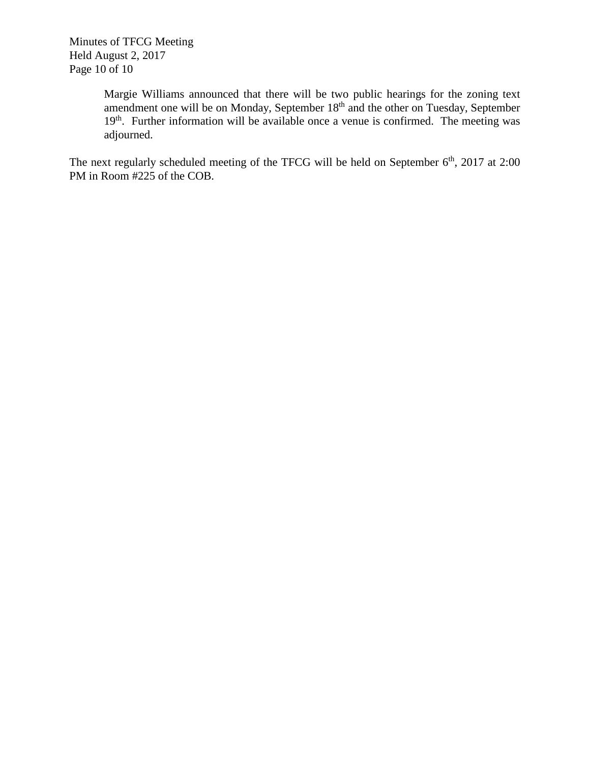Margie Williams announced that there will be two public hearings for the zoning text amendment one will be on Monday, September 18th and the other on Tuesday, September 19th. Further information will be available once a venue is confirmed. The meeting was adjourned.

The next regularly scheduled meeting of the TFCG will be held on September 6th, 2017 at 2:00 PM in Room #225 of the COB.